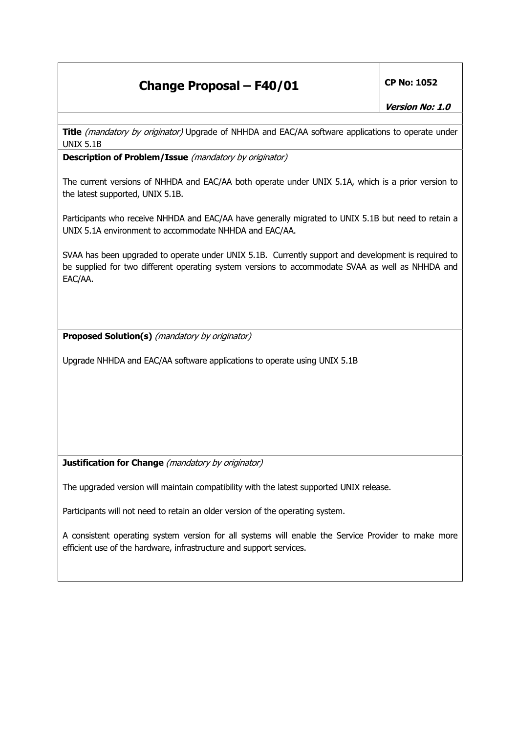# Change Proposal – F40/01

**CP No: 1052**

***Version No: 1.0***

**Title** *(mandatory by originator)* Upgrade of NHHDA and EAC/AA software applications to operate under UNIX 5.1B

**Description of Problem/Issue** *(mandatory by originator)*

The current versions of NHHDA and EAC/AA both operate under UNIX 5.1A, which is a prior version to the latest supported, UNIX 5.1B.

Participants who receive NHHDA and EAC/AA have generally migrated to UNIX 5.1B but need to retain a UNIX 5.1A environment to accommodate NHHDA and EAC/AA.

SVAA has been upgraded to operate under UNIX 5.1B. Currently support and development is required to be supplied for two different operating system versions to accommodate SVAA as well as NHHDA and EAC/AA.

**Proposed Solution(s)** *(mandatory by originator)*

Upgrade NHHDA and EAC/AA software applications to operate using UNIX 5.1B

**Justification for Change** *(mandatory by originator)*

The upgraded version will maintain compatibility with the latest supported UNIX release.

Participants will not need to retain an older version of the operating system.

A consistent operating system version for all systems will enable the Service Provider to make more efficient use of the hardware, infrastructure and support services.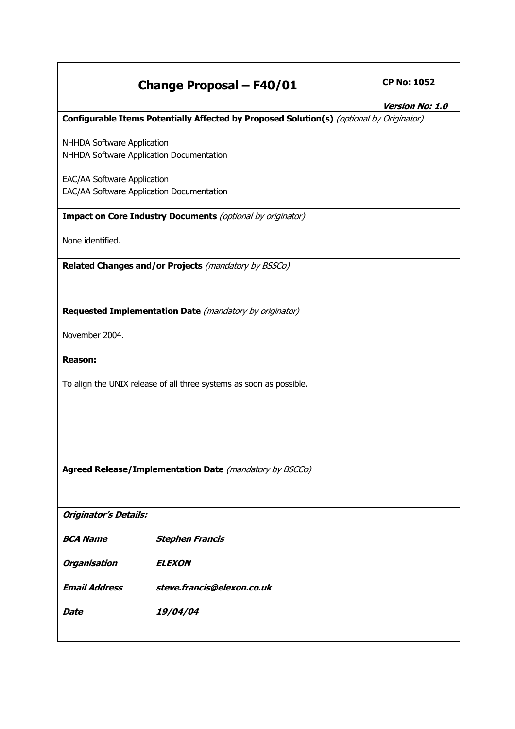# Change Proposal – F40/01

**CP No: 1052**

***Version No: 1.0***

**Configurable Items Potentially Affected by Proposed Solution(s)** *(optional by Originator)*

NHHDA Software Application
NHHDA Software Application Documentation

EAC/AA Software Application
EAC/AA Software Application Documentation

**Impact on Core Industry Documents** *(optional by originator)*

None identified.

**Related Changes and/or Projects** *(mandatory by BSSCo)*

**Requested Implementation Date** *(mandatory by originator)*

November 2004.

**Reason:**

To align the UNIX release of all three systems as soon as possible.

**Agreed Release/Implementation Date** *(mandatory by BSCCo)*

***Originator's Details:***

| | |
|---|---|
| ***BCA Name*** | ***Stephen Francis*** |
| ***Organisation*** | ***ELEXON*** |
| ***Email Address*** | ***steve.francis@elexon.co.uk*** |
| ***Date*** | ***19/04/04*** |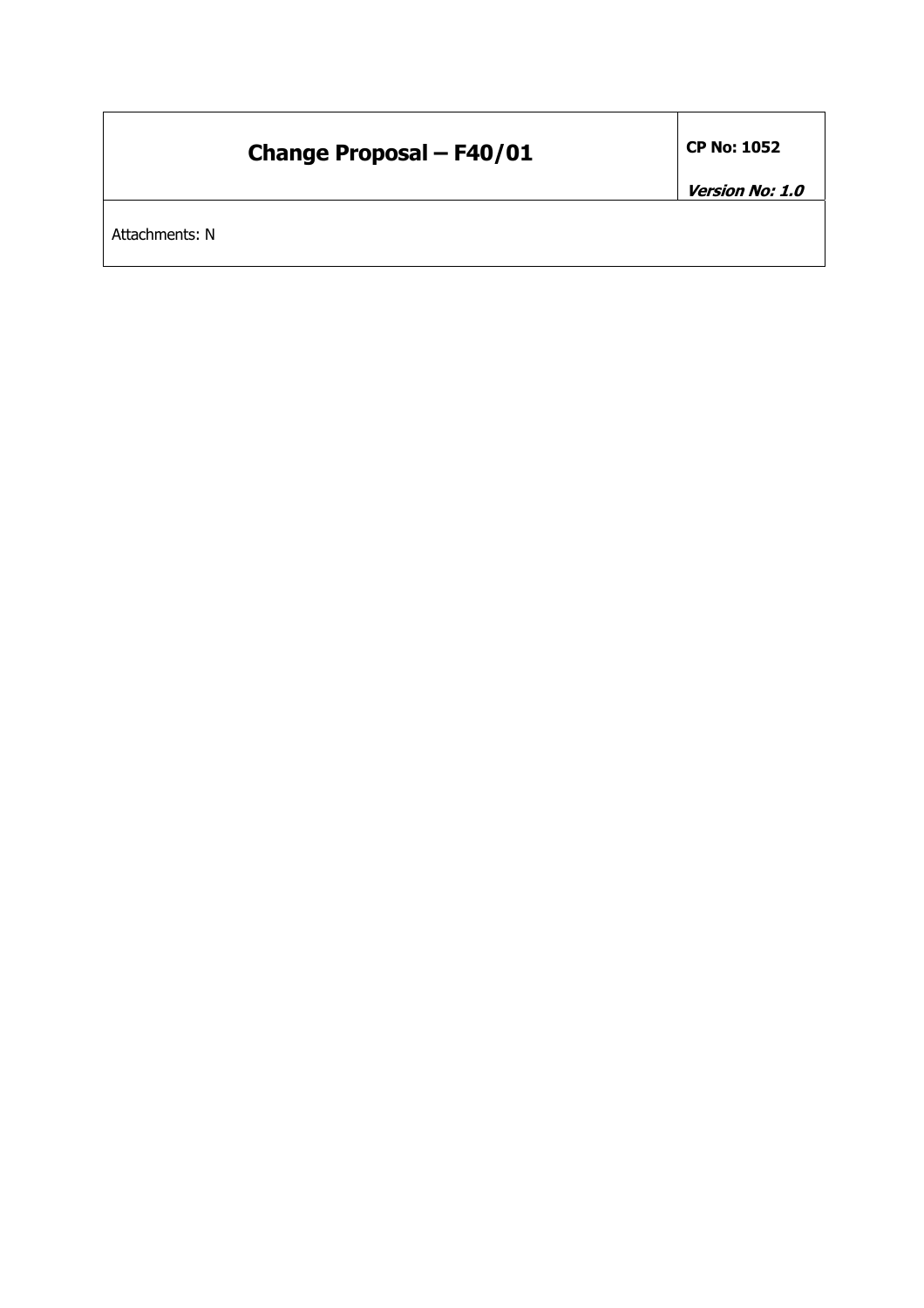| Change Proposal – F40/01 | CP No: 1052<br>***Version No: 1.0*** |
|---|---|
| Attachments: N | |